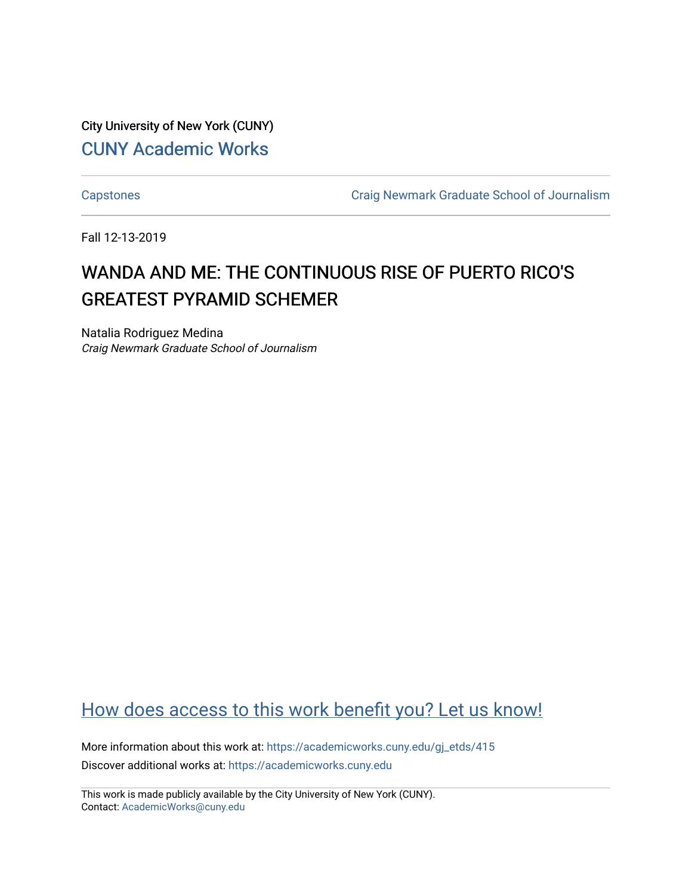City University of New York (CUNY)

[CUNY Academic Works](https://academicworks.cuny.edu)

---

[Capstones](https://academicworks.cuny.edu/gj_etds) | [Craig Newmark Graduate School of Journalism](https://academicworks.cuny.edu/gj)

---

Fall 12-13-2019

# WANDA AND ME: THE CONTINUOUS RISE OF PUERTO RICO'S GREATEST PYRAMID SCHEMER

Natalia Rodriguez Medina
*Craig Newmark Graduate School of Journalism*

## How does access to this work benefit you? Let us know!

More information about this work at: https://academicworks.cuny.edu/gj_etds/415
Discover additional works at: https://academicworks.cuny.edu

---

This work is made publicly available by the City University of New York (CUNY).
Contact: AcademicWorks@cuny.edu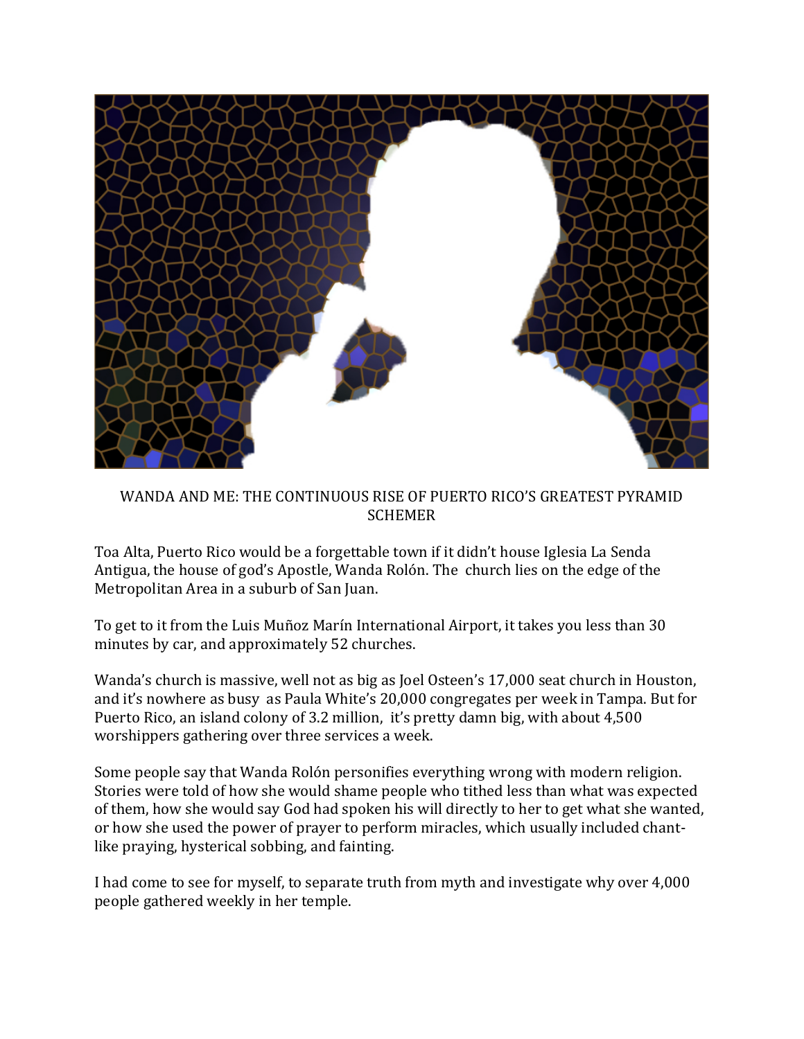WANDA AND ME: THE CONTINUOUS RISE OF PUERTO RICO'S GREATEST PYRAMID SCHEMER

Toa Alta, Puerto Rico would be a forgettable town if it didn't house Iglesia La Senda Antigua, the house of god's Apostle, Wanda Rolón. The church lies on the edge of the Metropolitan Area in a suburb of San Juan.

To get to it from the Luis Muñoz Marín International Airport, it takes you less than 30 minutes by car, and approximately 52 churches.

Wanda's church is massive, well not as big as Joel Osteen's 17,000 seat church in Houston, and it's nowhere as busy as Paula White's 20,000 congregates per week in Tampa. But for Puerto Rico, an island colony of 3.2 million, it's pretty damn big, with about 4,500 worshippers gathering over three services a week.

Some people say that Wanda Rolón personifies everything wrong with modern religion. Stories were told of how she would shame people who tithed less than what was expected of them, how she would say God had spoken his will directly to her to get what she wanted, or how she used the power of prayer to perform miracles, which usually included chant-like praying, hysterical sobbing, and fainting.

I had come to see for myself, to separate truth from myth and investigate why over 4,000 people gathered weekly in her temple.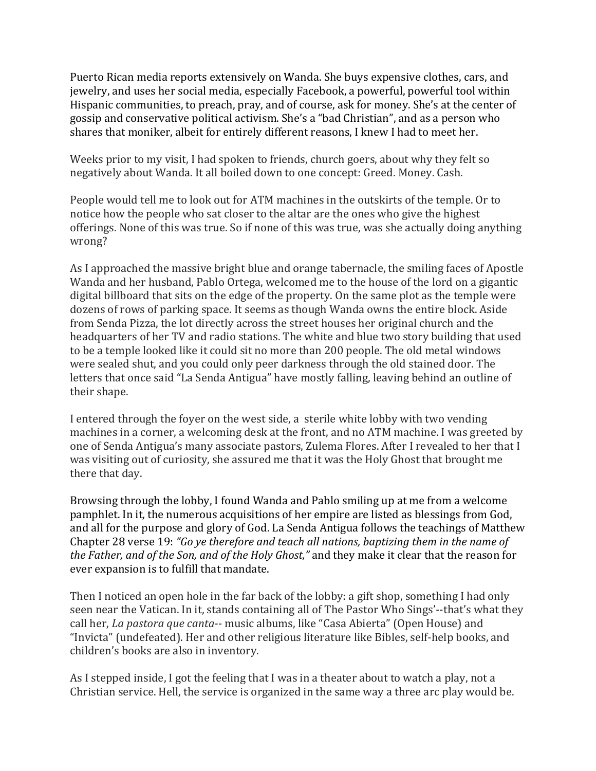Puerto Rican media reports extensively on Wanda. She buys expensive clothes, cars, and jewelry, and uses her social media, especially Facebook, a powerful, powerful tool within Hispanic communities, to preach, pray, and of course, ask for money. She's at the center of gossip and conservative political activism. She's a "bad Christian", and as a person who shares that moniker, albeit for entirely different reasons, I knew I had to meet her.

Weeks prior to my visit, I had spoken to friends, church goers, about why they felt so negatively about Wanda. It all boiled down to one concept: Greed. Money. Cash.

People would tell me to look out for ATM machines in the outskirts of the temple. Or to notice how the people who sat closer to the altar are the ones who give the highest offerings. None of this was true. So if none of this was true, was she actually doing anything wrong?

As I approached the massive bright blue and orange tabernacle, the smiling faces of Apostle Wanda and her husband, Pablo Ortega, welcomed me to the house of the lord on a gigantic digital billboard that sits on the edge of the property. On the same plot as the temple were dozens of rows of parking space. It seems as though Wanda owns the entire block. Aside from Senda Pizza, the lot directly across the street houses her original church and the headquarters of her TV and radio stations. The white and blue two story building that used to be a temple looked like it could sit no more than 200 people. The old metal windows were sealed shut, and you could only peer darkness through the old stained door. The letters that once said "La Senda Antigua" have mostly falling, leaving behind an outline of their shape.

I entered through the foyer on the west side, a sterile white lobby with two vending machines in a corner, a welcoming desk at the front, and no ATM machine. I was greeted by one of Senda Antigua's many associate pastors, Zulema Flores. After I revealed to her that I was visiting out of curiosity, she assured me that it was the Holy Ghost that brought me there that day.

Browsing through the lobby, I found Wanda and Pablo smiling up at me from a welcome pamphlet. In it, the numerous acquisitions of her empire are listed as blessings from God, and all for the purpose and glory of God. La Senda Antigua follows the teachings of Matthew Chapter 28 verse 19: *"Go ye therefore and teach all nations, baptizing them in the name of the Father, and of the Son, and of the Holy Ghost,"* and they make it clear that the reason for ever expansion is to fulfill that mandate.

Then I noticed an open hole in the far back of the lobby: a gift shop, something I had only seen near the Vatican. In it, stands containing all of The Pastor Who Sings'--that's what they call her, *La pastora que canta*-- music albums, like "Casa Abierta" (Open House) and "Invicta" (undefeated). Her and other religious literature like Bibles, self-help books, and children's books are also in inventory.

As I stepped inside, I got the feeling that I was in a theater about to watch a play, not a Christian service. Hell, the service is organized in the same way a three arc play would be.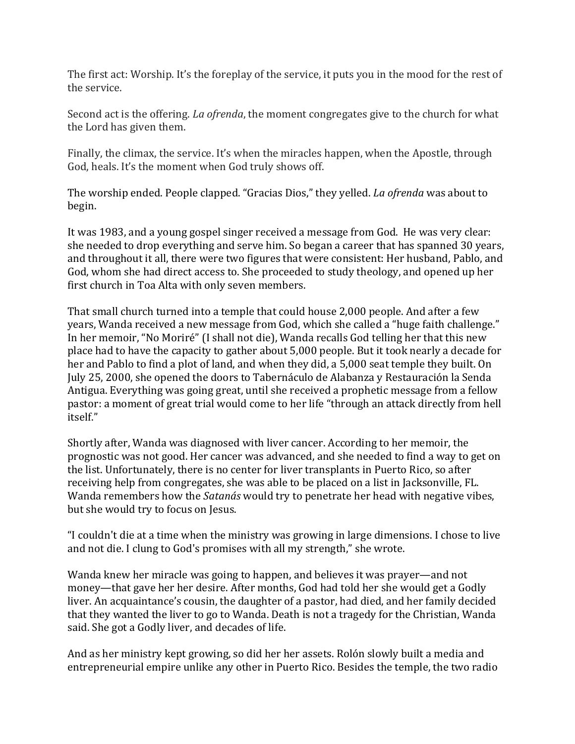The first act: Worship. It's the foreplay of the service, it puts you in the mood for the rest of the service.

Second act is the offering. *La ofrenda*, the moment congregates give to the church for what the Lord has given them.

Finally, the climax, the service. It's when the miracles happen, when the Apostle, through God, heals. It's the moment when God truly shows off.

The worship ended. People clapped. "Gracias Dios," they yelled. *La ofrenda* was about to begin.

It was 1983, and a young gospel singer received a message from God. He was very clear: she needed to drop everything and serve him. So began a career that has spanned 30 years, and throughout it all, there were two figures that were consistent: Her husband, Pablo, and God, whom she had direct access to. She proceeded to study theology, and opened up her first church in Toa Alta with only seven members.

That small church turned into a temple that could house 2,000 people. And after a few years, Wanda received a new message from God, which she called a "huge faith challenge." In her memoir, "No Moriré" (I shall not die), Wanda recalls God telling her that this new place had to have the capacity to gather about 5,000 people. But it took nearly a decade for her and Pablo to find a plot of land, and when they did, a 5,000 seat temple they built. On July 25, 2000, she opened the doors to Tabernáculo de Alabanza y Restauración la Senda Antigua. Everything was going great, until she received a prophetic message from a fellow pastor: a moment of great trial would come to her life "through an attack directly from hell itself."

Shortly after, Wanda was diagnosed with liver cancer. According to her memoir, the prognostic was not good. Her cancer was advanced, and she needed to find a way to get on the list. Unfortunately, there is no center for liver transplants in Puerto Rico, so after receiving help from congregates, she was able to be placed on a list in Jacksonville, FL. Wanda remembers how the *Satanás* would try to penetrate her head with negative vibes, but she would try to focus on Jesus.

"I couldn't die at a time when the ministry was growing in large dimensions. I chose to live and not die. I clung to God's promises with all my strength," she wrote.

Wanda knew her miracle was going to happen, and believes it was prayer—and not money—that gave her her desire. After months, God had told her she would get a Godly liver. An acquaintance's cousin, the daughter of a pastor, had died, and her family decided that they wanted the liver to go to Wanda. Death is not a tragedy for the Christian, Wanda said. She got a Godly liver, and decades of life.

And as her ministry kept growing, so did her her assets. Rolón slowly built a media and entrepreneurial empire unlike any other in Puerto Rico. Besides the temple, the two radio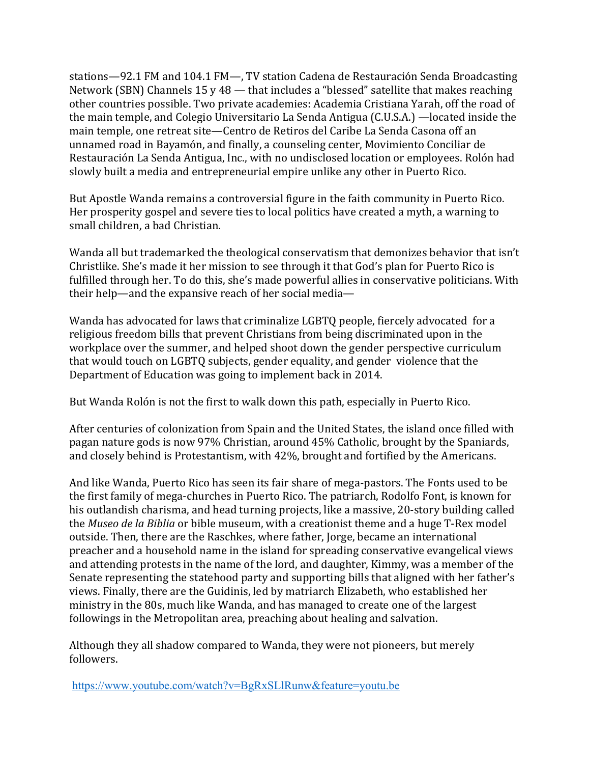stations—92.1 FM and 104.1 FM—, TV station Cadena de Restauración Senda Broadcasting Network (SBN) Channels 15 y 48 — that includes a "blessed" satellite that makes reaching other countries possible. Two private academies: Academia Cristiana Yarah, off the road of the main temple, and Colegio Universitario La Senda Antigua (C.U.S.A.) —located inside the main temple, one retreat site—Centro de Retiros del Caribe La Senda Casona off an unnamed road in Bayamón, and finally, a counseling center, Movimiento Conciliar de Restauración La Senda Antigua, Inc., with no undisclosed location or employees. Rolón had slowly built a media and entrepreneurial empire unlike any other in Puerto Rico.

But Apostle Wanda remains a controversial figure in the faith community in Puerto Rico. Her prosperity gospel and severe ties to local politics have created a myth, a warning to small children, a bad Christian.

Wanda all but trademarked the theological conservatism that demonizes behavior that isn't Christlike. She's made it her mission to see through it that God's plan for Puerto Rico is fulfilled through her. To do this, she's made powerful allies in conservative politicians. With their help—and the expansive reach of her social media—

Wanda has advocated for laws that criminalize LGBTQ people, fiercely advocated for a religious freedom bills that prevent Christians from being discriminated upon in the workplace over the summer, and helped shoot down the gender perspective curriculum that would touch on LGBTQ subjects, gender equality, and gender violence that the Department of Education was going to implement back in 2014.

But Wanda Rolón is not the first to walk down this path, especially in Puerto Rico.

After centuries of colonization from Spain and the United States, the island once filled with pagan nature gods is now 97% Christian, around 45% Catholic, brought by the Spaniards, and closely behind is Protestantism, with 42%, brought and fortified by the Americans.

And like Wanda, Puerto Rico has seen its fair share of mega-pastors. The Fonts used to be the first family of mega-churches in Puerto Rico. The patriarch, Rodolfo Font, is known for his outlandish charisma, and head turning projects, like a massive, 20-story building called the *Museo de la Biblia* or bible museum, with a creationist theme and a huge T-Rex model outside. Then, there are the Raschkes, where father, Jorge, became an international preacher and a household name in the island for spreading conservative evangelical views and attending protests in the name of the lord, and daughter, Kimmy, was a member of the Senate representing the statehood party and supporting bills that aligned with her father's views. Finally, there are the Guidinis, led by matriarch Elizabeth, who established her ministry in the 80s, much like Wanda, and has managed to create one of the largest followings in the Metropolitan area, preaching about healing and salvation.

Although they all shadow compared to Wanda, they were not pioneers, but merely followers.

https://www.youtube.com/watch?v=BgRxSLlRunw&feature=youtu.be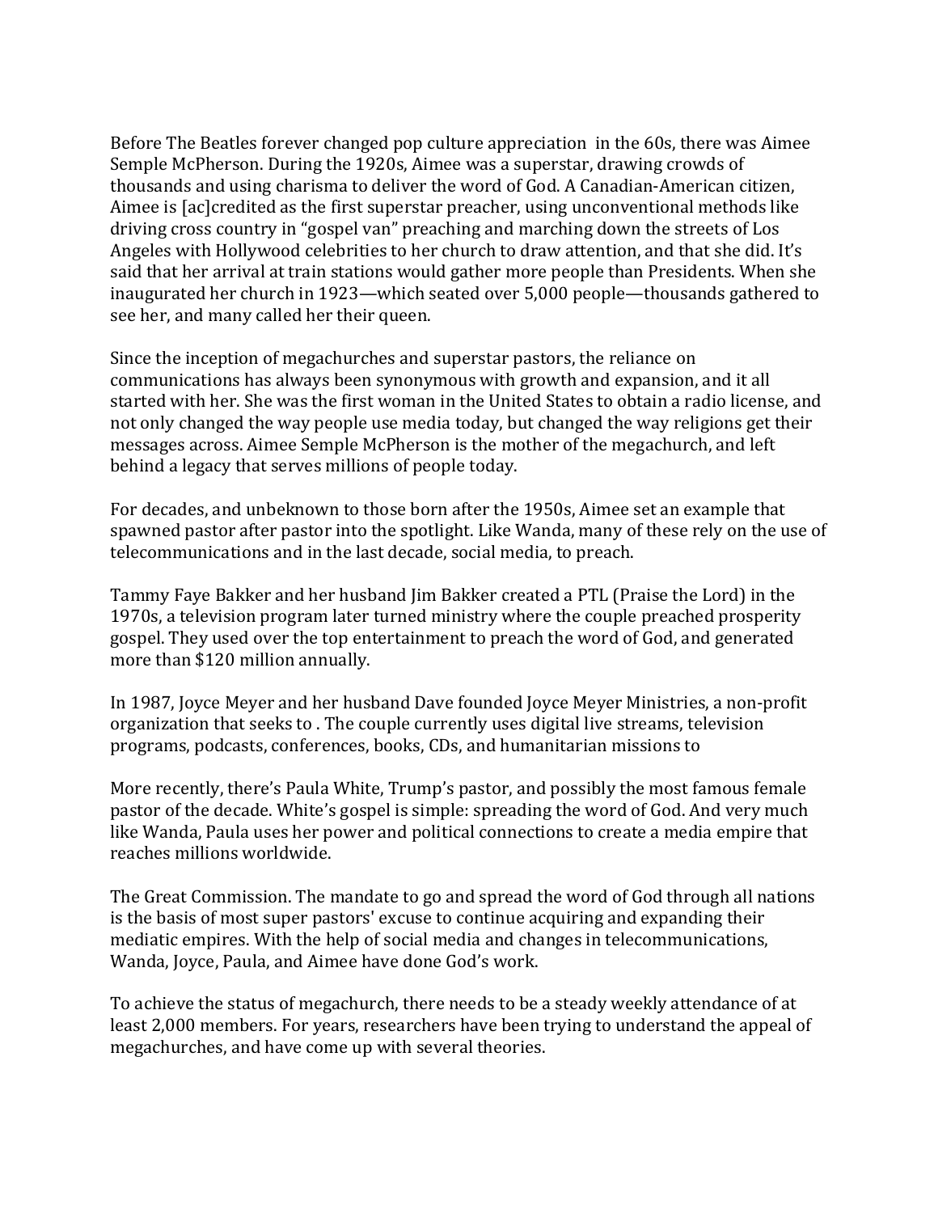Before The Beatles forever changed pop culture appreciation  in the 60s, there was Aimee Semple McPherson. During the 1920s, Aimee was a superstar, drawing crowds of thousands and using charisma to deliver the word of God. A Canadian-American citizen, Aimee is [ac]credited as the first superstar preacher, using unconventional methods like driving cross country in "gospel van" preaching and marching down the streets of Los Angeles with Hollywood celebrities to her church to draw attention, and that she did. It's said that her arrival at train stations would gather more people than Presidents. When she inaugurated her church in 1923—which seated over 5,000 people—thousands gathered to see her, and many called her their queen.

Since the inception of megachurches and superstar pastors, the reliance on communications has always been synonymous with growth and expansion, and it all started with her. She was the first woman in the United States to obtain a radio license, and not only changed the way people use media today, but changed the way religions get their messages across. Aimee Semple McPherson is the mother of the megachurch, and left behind a legacy that serves millions of people today.

For decades, and unbeknown to those born after the 1950s, Aimee set an example that spawned pastor after pastor into the spotlight. Like Wanda, many of these rely on the use of telecommunications and in the last decade, social media, to preach.

Tammy Faye Bakker and her husband Jim Bakker created a PTL (Praise the Lord) in the 1970s, a television program later turned ministry where the couple preached prosperity gospel. They used over the top entertainment to preach the word of God, and generated more than $120 million annually.

In 1987, Joyce Meyer and her husband Dave founded Joyce Meyer Ministries, a non-profit organization that seeks to . The couple currently uses digital live streams, television programs, podcasts, conferences, books, CDs, and humanitarian missions to

More recently, there's Paula White, Trump's pastor, and possibly the most famous female pastor of the decade. White's gospel is simple: spreading the word of God. And very much like Wanda, Paula uses her power and political connections to create a media empire that reaches millions worldwide.

The Great Commission. The mandate to go and spread the word of God through all nations is the basis of most super pastors' excuse to continue acquiring and expanding their mediatic empires. With the help of social media and changes in telecommunications, Wanda, Joyce, Paula, and Aimee have done God's work.

To achieve the status of megachurch, there needs to be a steady weekly attendance of at least 2,000 members. For years, researchers have been trying to understand the appeal of megachurches, and have come up with several theories.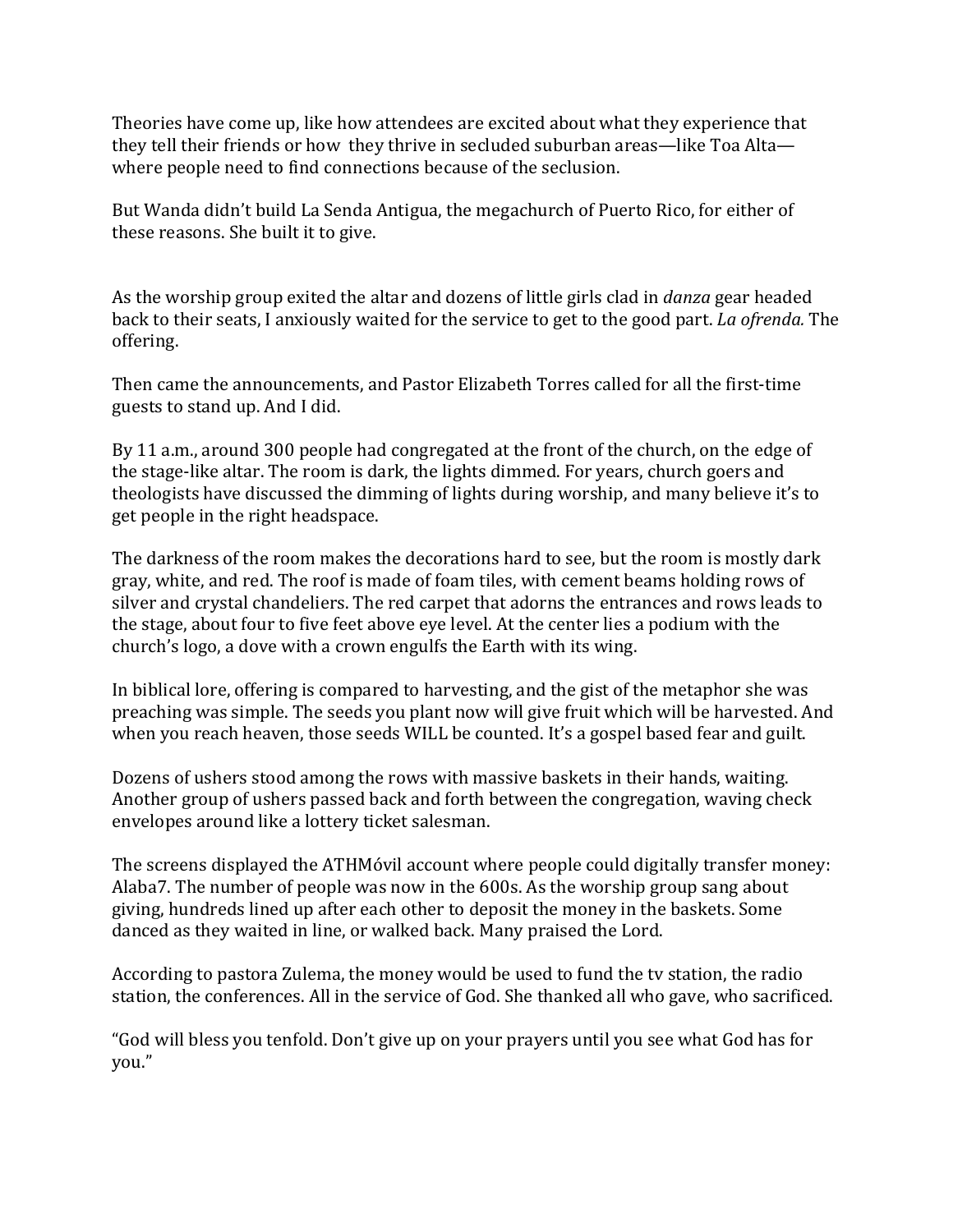Theories have come up, like how attendees are excited about what they experience that they tell their friends or how they thrive in secluded suburban areas—like Toa Alta—where people need to find connections because of the seclusion.

But Wanda didn't build La Senda Antigua, the megachurch of Puerto Rico, for either of these reasons. She built it to give.

As the worship group exited the altar and dozens of little girls clad in *danza* gear headed back to their seats, I anxiously waited for the service to get to the good part. *La ofrenda.* The offering.

Then came the announcements, and Pastor Elizabeth Torres called for all the first-time guests to stand up. And I did.

By 11 a.m., around 300 people had congregated at the front of the church, on the edge of the stage-like altar. The room is dark, the lights dimmed. For years, church goers and theologists have discussed the dimming of lights during worship, and many believe it's to get people in the right headspace.

The darkness of the room makes the decorations hard to see, but the room is mostly dark gray, white, and red. The roof is made of foam tiles, with cement beams holding rows of silver and crystal chandeliers. The red carpet that adorns the entrances and rows leads to the stage, about four to five feet above eye level. At the center lies a podium with the church's logo, a dove with a crown engulfs the Earth with its wing.

In biblical lore, offering is compared to harvesting, and the gist of the metaphor she was preaching was simple. The seeds you plant now will give fruit which will be harvested. And when you reach heaven, those seeds WILL be counted. It's a gospel based fear and guilt.

Dozens of ushers stood among the rows with massive baskets in their hands, waiting. Another group of ushers passed back and forth between the congregation, waving check envelopes around like a lottery ticket salesman.

The screens displayed the ATHMóvil account where people could digitally transfer money: Alaba7. The number of people was now in the 600s. As the worship group sang about giving, hundreds lined up after each other to deposit the money in the baskets. Some danced as they waited in line, or walked back. Many praised the Lord.

According to pastora Zulema, the money would be used to fund the tv station, the radio station, the conferences. All in the service of God. She thanked all who gave, who sacrificed.

"God will bless you tenfold. Don't give up on your prayers until you see what God has for you."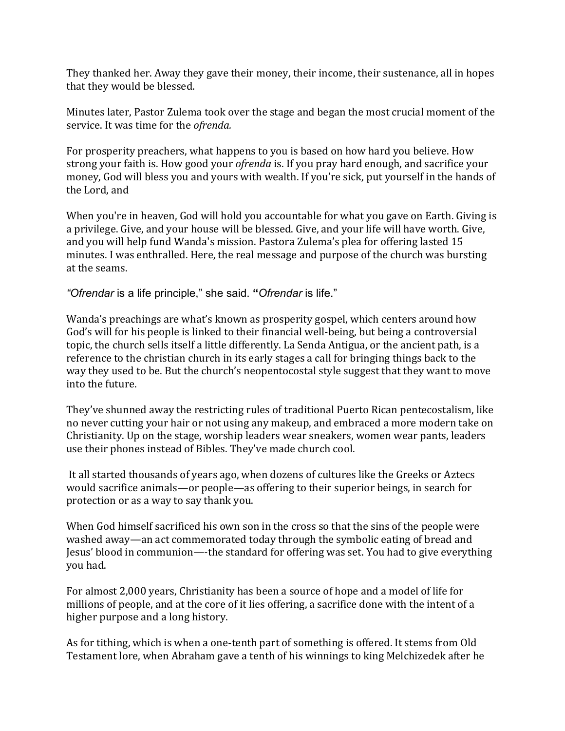They thanked her. Away they gave their money, their income, their sustenance, all in hopes that they would be blessed.

Minutes later, Pastor Zulema took over the stage and began the most crucial moment of the service. It was time for the *ofrenda.*

For prosperity preachers, what happens to you is based on how hard you believe. How strong your faith is. How good your *ofrenda* is. If you pray hard enough, and sacrifice your money, God will bless you and yours with wealth. If you're sick, put yourself in the hands of the Lord, and

When you're in heaven, God will hold you accountable for what you gave on Earth. Giving is a privilege. Give, and your house will be blessed. Give, and your life will have worth. Give, and you will help fund Wanda's mission. Pastora Zulema's plea for offering lasted 15 minutes. I was enthralled. Here, the real message and purpose of the church was bursting at the seams.

*"Ofrendar* is a life principle," she said. "*Ofrendar* is life."

Wanda's preachings are what's known as prosperity gospel, which centers around how God's will for his people is linked to their financial well-being, but being a controversial topic, the church sells itself a little differently. La Senda Antigua, or the ancient path, is a reference to the christian church in its early stages a call for bringing things back to the way they used to be. But the church's neopentocostal style suggest that they want to move into the future.

They've shunned away the restricting rules of traditional Puerto Rican pentecostalism, like no never cutting your hair or not using any makeup, and embraced a more modern take on Christianity. Up on the stage, worship leaders wear sneakers, women wear pants, leaders use their phones instead of Bibles. They've made church cool.

It all started thousands of years ago, when dozens of cultures like the Greeks or Aztecs would sacrifice animals—or people—as offering to their superior beings, in search for protection or as a way to say thank you.

When God himself sacrificed his own son in the cross so that the sins of the people were washed away—an act commemorated today through the symbolic eating of bread and Jesus' blood in communion—-the standard for offering was set. You had to give everything you had.

For almost 2,000 years, Christianity has been a source of hope and a model of life for millions of people, and at the core of it lies offering, a sacrifice done with the intent of a higher purpose and a long history.

As for tithing, which is when a one-tenth part of something is offered. It stems from Old Testament lore, when Abraham gave a tenth of his winnings to king Melchizedek after he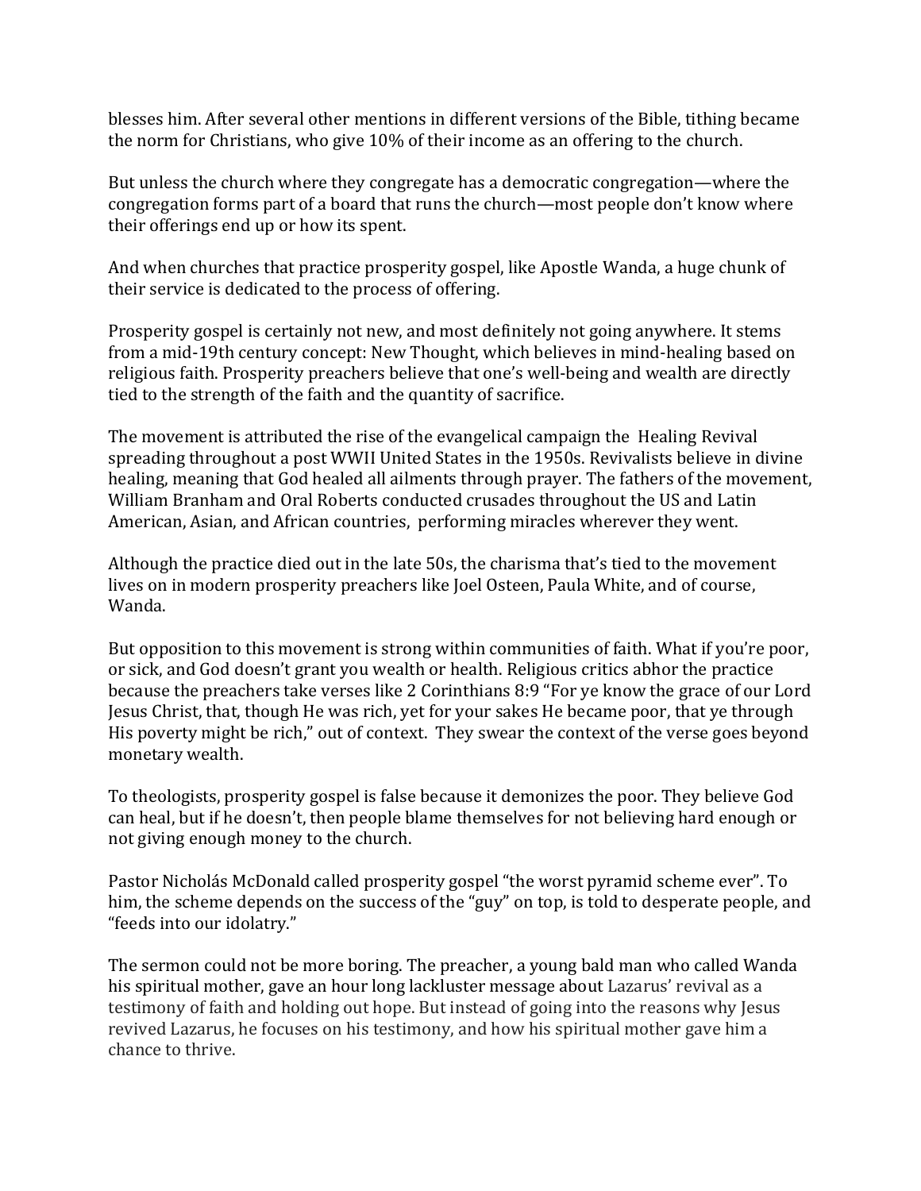blesses him. After several other mentions in different versions of the Bible, tithing became the norm for Christians, who give 10% of their income as an offering to the church.

But unless the church where they congregate has a democratic congregation—where the congregation forms part of a board that runs the church—most people don't know where their offerings end up or how its spent.

And when churches that practice prosperity gospel, like Apostle Wanda, a huge chunk of their service is dedicated to the process of offering.

Prosperity gospel is certainly not new, and most definitely not going anywhere. It stems from a mid-19th century concept: New Thought, which believes in mind-healing based on religious faith. Prosperity preachers believe that one's well-being and wealth are directly tied to the strength of the faith and the quantity of sacrifice.

The movement is attributed the rise of the evangelical campaign the Healing Revival spreading throughout a post WWII United States in the 1950s. Revivalists believe in divine healing, meaning that God healed all ailments through prayer. The fathers of the movement, William Branham and Oral Roberts conducted crusades throughout the US and Latin American, Asian, and African countries, performing miracles wherever they went.

Although the practice died out in the late 50s, the charisma that's tied to the movement lives on in modern prosperity preachers like Joel Osteen, Paula White, and of course, Wanda.

But opposition to this movement is strong within communities of faith. What if you're poor, or sick, and God doesn't grant you wealth or health. Religious critics abhor the practice because the preachers take verses like 2 Corinthians 8:9 "For ye know the grace of our Lord Jesus Christ, that, though He was rich, yet for your sakes He became poor, that ye through His poverty might be rich," out of context. They swear the context of the verse goes beyond monetary wealth.

To theologists, prosperity gospel is false because it demonizes the poor. They believe God can heal, but if he doesn't, then people blame themselves for not believing hard enough or not giving enough money to the church.

Pastor Nicholás McDonald called prosperity gospel "the worst pyramid scheme ever". To him, the scheme depends on the success of the "guy" on top, is told to desperate people, and "feeds into our idolatry."

The sermon could not be more boring. The preacher, a young bald man who called Wanda his spiritual mother, gave an hour long lackluster message about Lazarus' revival as a testimony of faith and holding out hope. But instead of going into the reasons why Jesus revived Lazarus, he focuses on his testimony, and how his spiritual mother gave him a chance to thrive.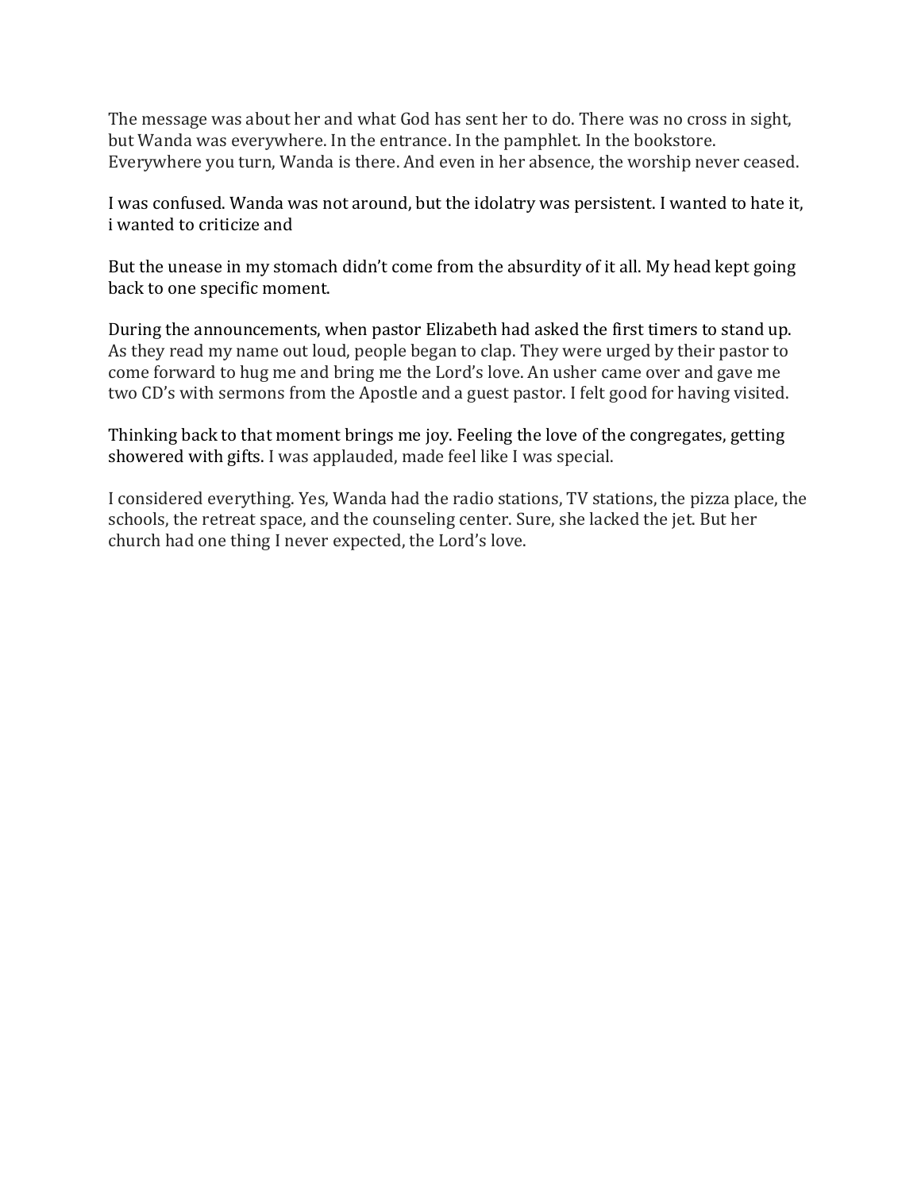The message was about her and what God has sent her to do. There was no cross in sight, but Wanda was everywhere. In the entrance. In the pamphlet. In the bookstore. Everywhere you turn, Wanda is there. And even in her absence, the worship never ceased.

I was confused. Wanda was not around, but the idolatry was persistent. I wanted to hate it, i wanted to criticize and

But the unease in my stomach didn't come from the absurdity of it all. My head kept going back to one specific moment.

During the announcements, when pastor Elizabeth had asked the first timers to stand up. As they read my name out loud, people began to clap. They were urged by their pastor to come forward to hug me and bring me the Lord's love. An usher came over and gave me two CD's with sermons from the Apostle and a guest pastor. I felt good for having visited.

Thinking back to that moment brings me joy. Feeling the love of the congregates, getting showered with gifts. I was applauded, made feel like I was special.

I considered everything. Yes, Wanda had the radio stations, TV stations, the pizza place, the schools, the retreat space, and the counseling center. Sure, she lacked the jet. But her church had one thing I never expected, the Lord's love.